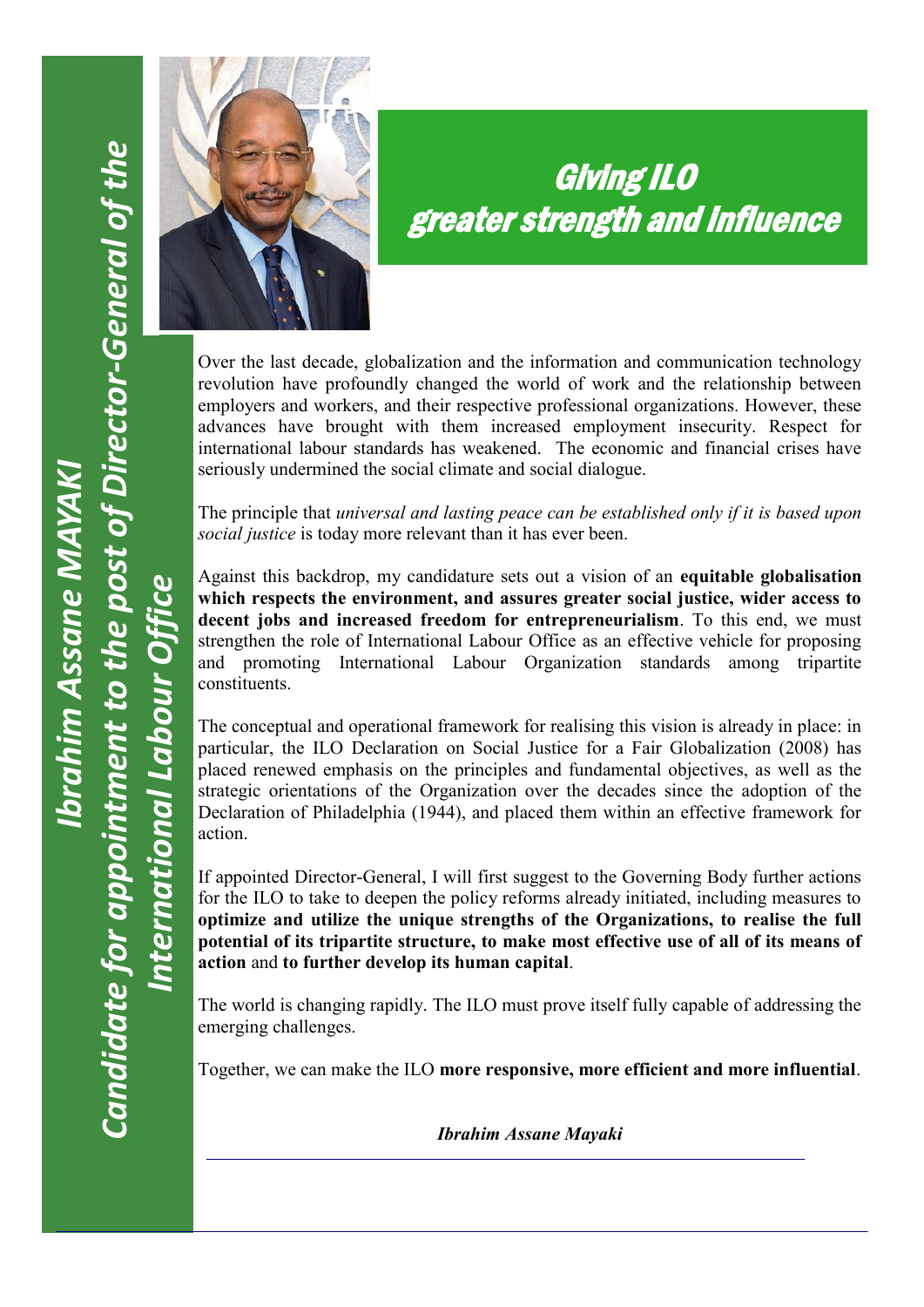**Ibrahim Assane MAYAKI**

**Candidate for appointment to the post of Director-General of the International Labour Office**

# *Giving ILO greater strength and influence*

Over the last decade, globalization and the information and communication technology revolution have profoundly changed the world of work and the relationship between employers and workers, and their respective professional organizations. However, these advances have brought with them increased employment insecurity. Respect for international labour standards has weakened. The economic and financial crises have seriously undermined the social climate and social dialogue.

The principle that *universal and lasting peace can be established only if it is based upon social justice* is today more relevant than it has ever been.

Against this backdrop, my candidature sets out a vision of an **equitable globalisation which respects the environment, and assures greater social justice, wider access to decent jobs and increased freedom for entrepreneurialism**. To this end, we must strengthen the role of International Labour Office as an effective vehicle for proposing and promoting International Labour Organization standards among tripartite constituents.

The conceptual and operational framework for realising this vision is already in place: in particular, the ILO Declaration on Social Justice for a Fair Globalization (2008) has placed renewed emphasis on the principles and fundamental objectives, as well as the strategic orientations of the Organization over the decades since the adoption of the Declaration of Philadelphia (1944), and placed them within an effective framework for action.

If appointed Director-General, I will first suggest to the Governing Body further actions for the ILO to take to deepen the policy reforms already initiated, including measures to **optimize and utilize the unique strengths of the Organizations, to realise the full potential of its tripartite structure, to make most effective use of all of its means of action** and **to further develop its human capital**.

The world is changing rapidly. The ILO must prove itself fully capable of addressing the emerging challenges.

Together, we can make the ILO **more responsive, more efficient and more influential**.

***Ibrahim Assane Mayaki***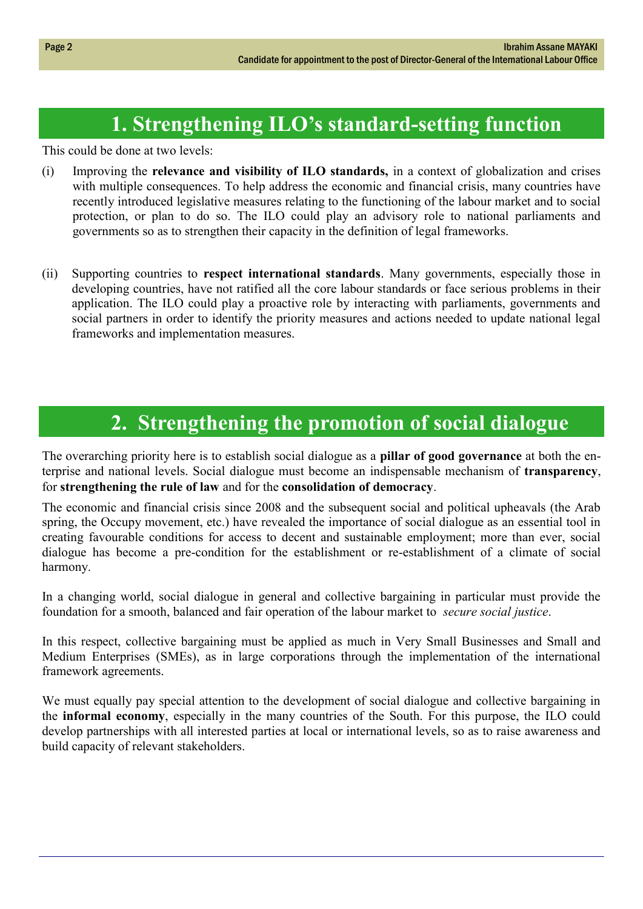## 1. Strengthening ILO's standard-setting function

This could be done at two levels:

(i) Improving the **relevance and visibility of ILO standards,** in a context of globalization and crises with multiple consequences. To help address the economic and financial crisis, many countries have recently introduced legislative measures relating to the functioning of the labour market and to social protection, or plan to do so. The ILO could play an advisory role to national parliaments and governments so as to strengthen their capacity in the definition of legal frameworks.

(ii) Supporting countries to **respect international standards**. Many governments, especially those in developing countries, have not ratified all the core labour standards or face serious problems in their application. The ILO could play a proactive role by interacting with parliaments, governments and social partners in order to identify the priority measures and actions needed to update national legal frameworks and implementation measures.

## 2. Strengthening the promotion of social dialogue

The overarching priority here is to establish social dialogue as a **pillar of good governance** at both the enterprise and national levels. Social dialogue must become an indispensable mechanism of **transparency**, for **strengthening the rule of law** and for the **consolidation of democracy**.

The economic and financial crisis since 2008 and the subsequent social and political upheavals (the Arab spring, the Occupy movement, etc.) have revealed the importance of social dialogue as an essential tool in creating favourable conditions for access to decent and sustainable employment; more than ever, social dialogue has become a pre-condition for the establishment or re-establishment of a climate of social harmony.

In a changing world, social dialogue in general and collective bargaining in particular must provide the foundation for a smooth, balanced and fair operation of the labour market to *secure social justice*.

In this respect, collective bargaining must be applied as much in Very Small Businesses and Small and Medium Enterprises (SMEs), as in large corporations through the implementation of the international framework agreements.

We must equally pay special attention to the development of social dialogue and collective bargaining in the **informal economy**, especially in the many countries of the South. For this purpose, the ILO could develop partnerships with all interested parties at local or international levels, so as to raise awareness and build capacity of relevant stakeholders.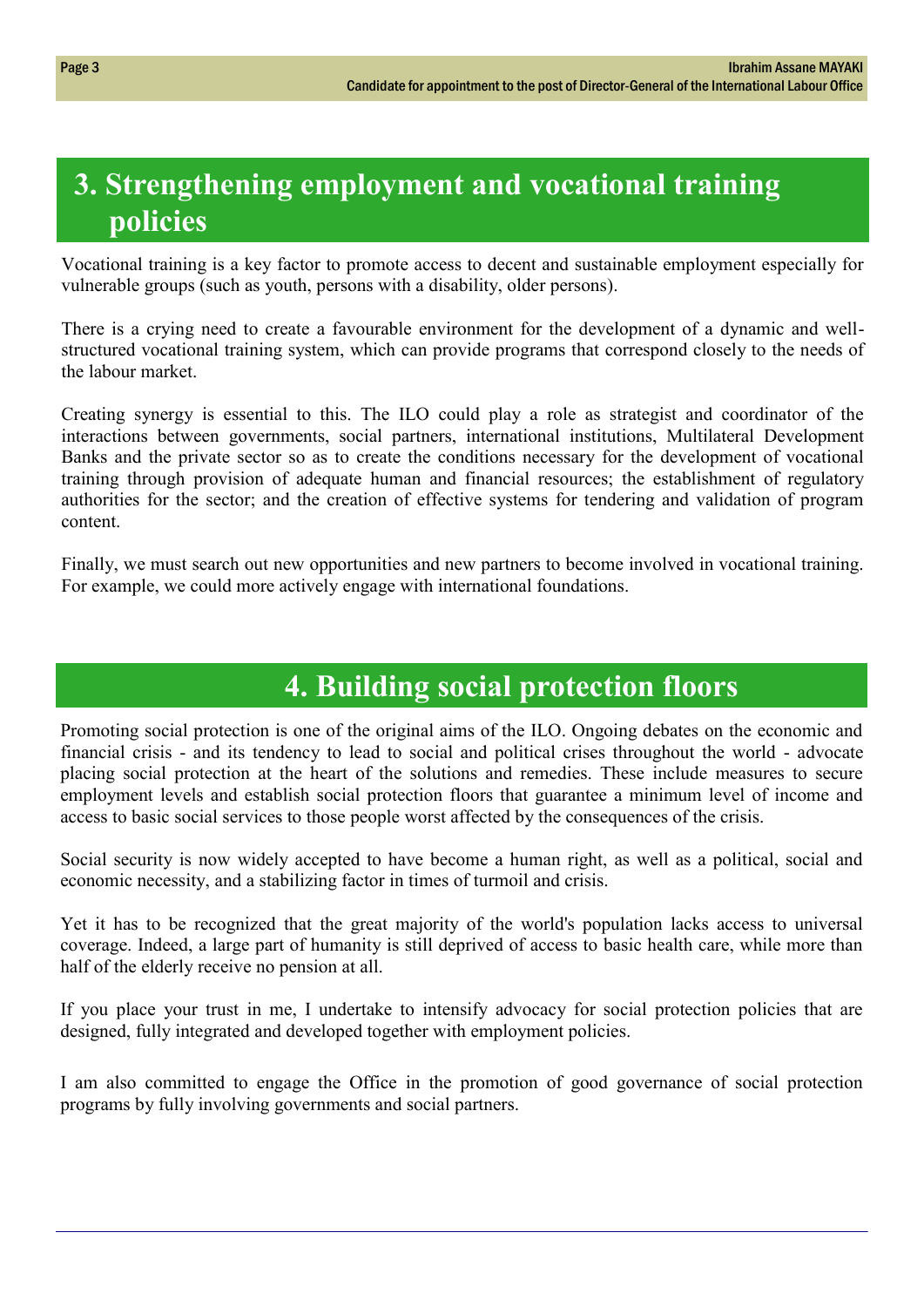## 3. Strengthening employment and vocational training policies

Vocational training is a key factor to promote access to decent and sustainable employment especially for vulnerable groups (such as youth, persons with a disability, older persons).

There is a crying need to create a favourable environment for the development of a dynamic and well-structured vocational training system, which can provide programs that correspond closely to the needs of the labour market.

Creating synergy is essential to this. The ILO could play a role as strategist and coordinator of the interactions between governments, social partners, international institutions, Multilateral Development Banks and the private sector so as to create the conditions necessary for the development of vocational training through provision of adequate human and financial resources; the establishment of regulatory authorities for the sector; and the creation of effective systems for tendering and validation of program content.

Finally, we must search out new opportunities and new partners to become involved in vocational training. For example, we could more actively engage with international foundations.

## 4. Building social protection floors

Promoting social protection is one of the original aims of the ILO. Ongoing debates on the economic and financial crisis - and its tendency to lead to social and political crises throughout the world - advocate placing social protection at the heart of the solutions and remedies. These include measures to secure employment levels and establish social protection floors that guarantee a minimum level of income and access to basic social services to those people worst affected by the consequences of the crisis.

Social security is now widely accepted to have become a human right, as well as a political, social and economic necessity, and a stabilizing factor in times of turmoil and crisis.

Yet it has to be recognized that the great majority of the world's population lacks access to universal coverage. Indeed, a large part of humanity is still deprived of access to basic health care, while more than half of the elderly receive no pension at all.

If you place your trust in me, I undertake to intensify advocacy for social protection policies that are designed, fully integrated and developed together with employment policies.

I am also committed to engage the Office in the promotion of good governance of social protection programs by fully involving governments and social partners.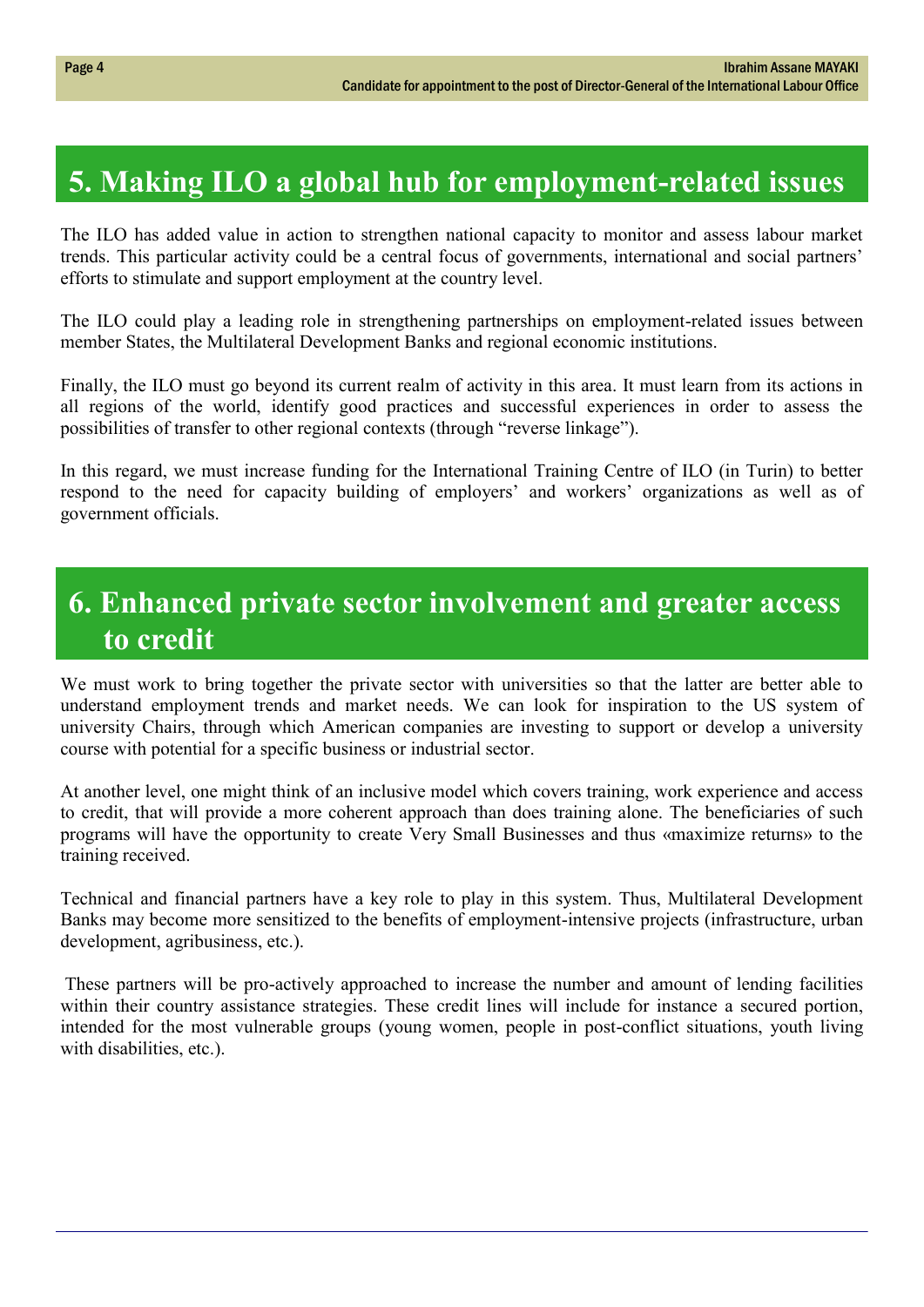## 5. Making ILO a global hub for employment-related issues

The ILO has added value in action to strengthen national capacity to monitor and assess labour market trends. This particular activity could be a central focus of governments, international and social partners' efforts to stimulate and support employment at the country level.

The ILO could play a leading role in strengthening partnerships on employment-related issues between member States, the Multilateral Development Banks and regional economic institutions.

Finally, the ILO must go beyond its current realm of activity in this area. It must learn from its actions in all regions of the world, identify good practices and successful experiences in order to assess the possibilities of transfer to other regional contexts (through "reverse linkage").

In this regard, we must increase funding for the International Training Centre of ILO (in Turin) to better respond to the need for capacity building of employers' and workers' organizations as well as of government officials.

## 6. Enhanced private sector involvement and greater access to credit

We must work to bring together the private sector with universities so that the latter are better able to understand employment trends and market needs. We can look for inspiration to the US system of university Chairs, through which American companies are investing to support or develop a university course with potential for a specific business or industrial sector.

At another level, one might think of an inclusive model which covers training, work experience and access to credit, that will provide a more coherent approach than does training alone. The beneficiaries of such programs will have the opportunity to create Very Small Businesses and thus «maximize returns» to the training received.

Technical and financial partners have a key role to play in this system. Thus, Multilateral Development Banks may become more sensitized to the benefits of employment-intensive projects (infrastructure, urban development, agribusiness, etc.).

These partners will be pro-actively approached to increase the number and amount of lending facilities within their country assistance strategies. These credit lines will include for instance a secured portion, intended for the most vulnerable groups (young women, people in post-conflict situations, youth living with disabilities, etc.).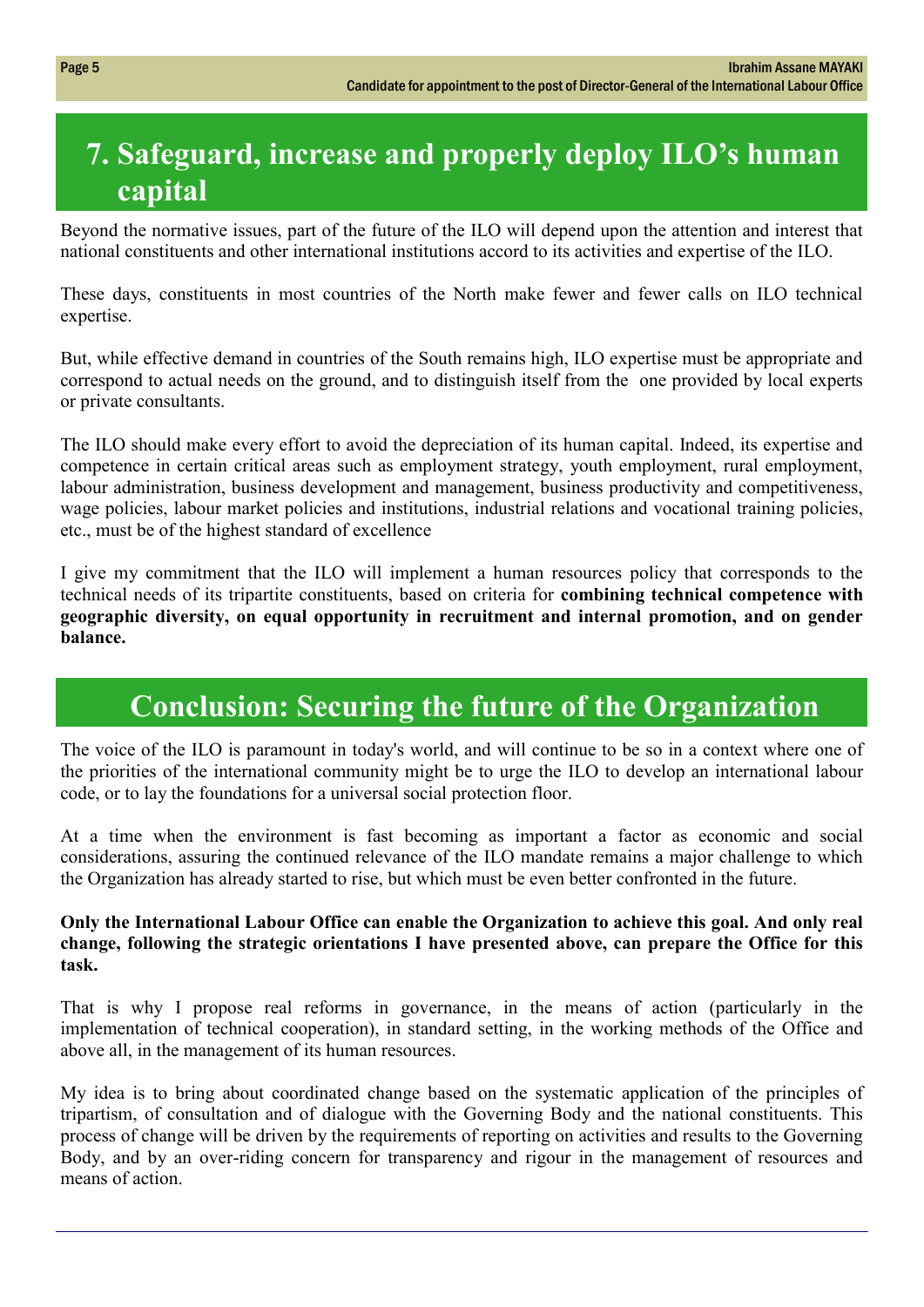## 7. Safeguard, increase and properly deploy ILO's human capital

Beyond the normative issues, part of the future of the ILO will depend upon the attention and interest that national constituents and other international institutions accord to its activities and expertise of the ILO.

These days, constituents in most countries of the North make fewer and fewer calls on ILO technical expertise.

But, while effective demand in countries of the South remains high, ILO expertise must be appropriate and correspond to actual needs on the ground, and to distinguish itself from the one provided by local experts or private consultants.

The ILO should make every effort to avoid the depreciation of its human capital. Indeed, its expertise and competence in certain critical areas such as employment strategy, youth employment, rural employment, labour administration, business development and management, business productivity and competitiveness, wage policies, labour market policies and institutions, industrial relations and vocational training policies, etc., must be of the highest standard of excellence

I give my commitment that the ILO will implement a human resources policy that corresponds to the technical needs of its tripartite constituents, based on criteria for **combining technical competence with geographic diversity, on equal opportunity in recruitment and internal promotion, and on gender balance.**

## Conclusion: Securing the future of the Organization

The voice of the ILO is paramount in today's world, and will continue to be so in a context where one of the priorities of the international community might be to urge the ILO to develop an international labour code, or to lay the foundations for a universal social protection floor.

At a time when the environment is fast becoming as important a factor as economic and social considerations, assuring the continued relevance of the ILO mandate remains a major challenge to which the Organization has already started to rise, but which must be even better confronted in the future.

**Only the International Labour Office can enable the Organization to achieve this goal. And only real change, following the strategic orientations I have presented above, can prepare the Office for this task.**

That is why I propose real reforms in governance, in the means of action (particularly in the implementation of technical cooperation), in standard setting, in the working methods of the Office and above all, in the management of its human resources.

My idea is to bring about coordinated change based on the systematic application of the principles of tripartism, of consultation and of dialogue with the Governing Body and the national constituents. This process of change will be driven by the requirements of reporting on activities and results to the Governing Body, and by an over-riding concern for transparency and rigour in the management of resources and means of action.